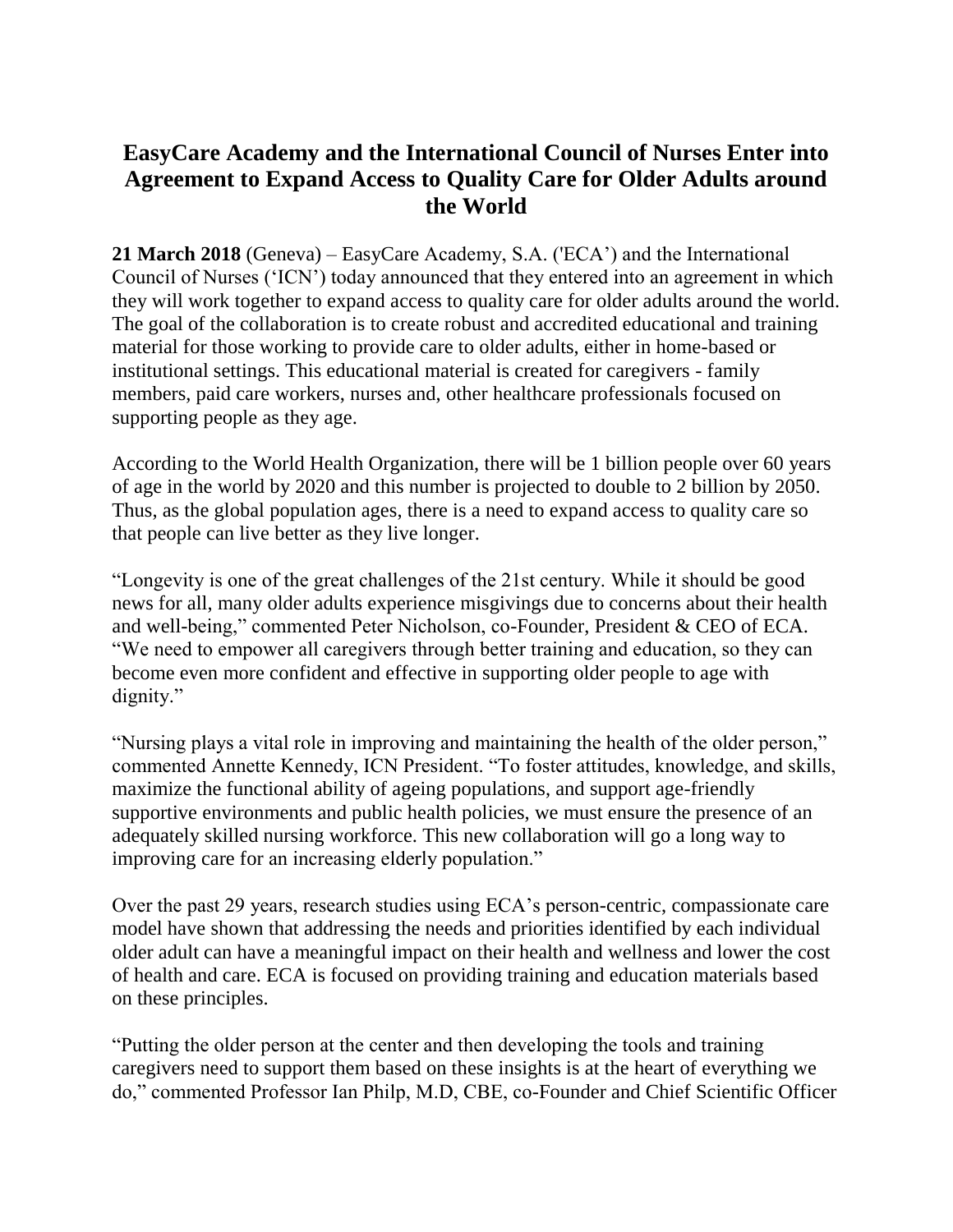# EasyCare Academy and the International Council of Nurses Enter into Agreement to Expand Access to Quality Care for Older Adults around the World

**21 March 2018** (Geneva) – EasyCare Academy, S.A. ('ECA') and the International Council of Nurses ('ICN') today announced that they entered into an agreement in which they will work together to expand access to quality care for older adults around the world. The goal of the collaboration is to create robust and accredited educational and training material for those working to provide care to older adults, either in home-based or institutional settings. This educational material is created for caregivers - family members, paid care workers, nurses and, other healthcare professionals focused on supporting people as they age.

According to the World Health Organization, there will be 1 billion people over 60 years of age in the world by 2020 and this number is projected to double to 2 billion by 2050. Thus, as the global population ages, there is a need to expand access to quality care so that people can live better as they live longer.

"Longevity is one of the great challenges of the 21st century. While it should be good news for all, many older adults experience misgivings due to concerns about their health and well-being," commented Peter Nicholson, co-Founder, President & CEO of ECA. "We need to empower all caregivers through better training and education, so they can become even more confident and effective in supporting older people to age with dignity."

"Nursing plays a vital role in improving and maintaining the health of the older person," commented Annette Kennedy, ICN President. "To foster attitudes, knowledge, and skills, maximize the functional ability of ageing populations, and support age-friendly supportive environments and public health policies, we must ensure the presence of an adequately skilled nursing workforce. This new collaboration will go a long way to improving care for an increasing elderly population."

Over the past 29 years, research studies using ECA's person-centric, compassionate care model have shown that addressing the needs and priorities identified by each individual older adult can have a meaningful impact on their health and wellness and lower the cost of health and care. ECA is focused on providing training and education materials based on these principles.

"Putting the older person at the center and then developing the tools and training caregivers need to support them based on these insights is at the heart of everything we do," commented Professor Ian Philp, M.D, CBE, co-Founder and Chief Scientific Officer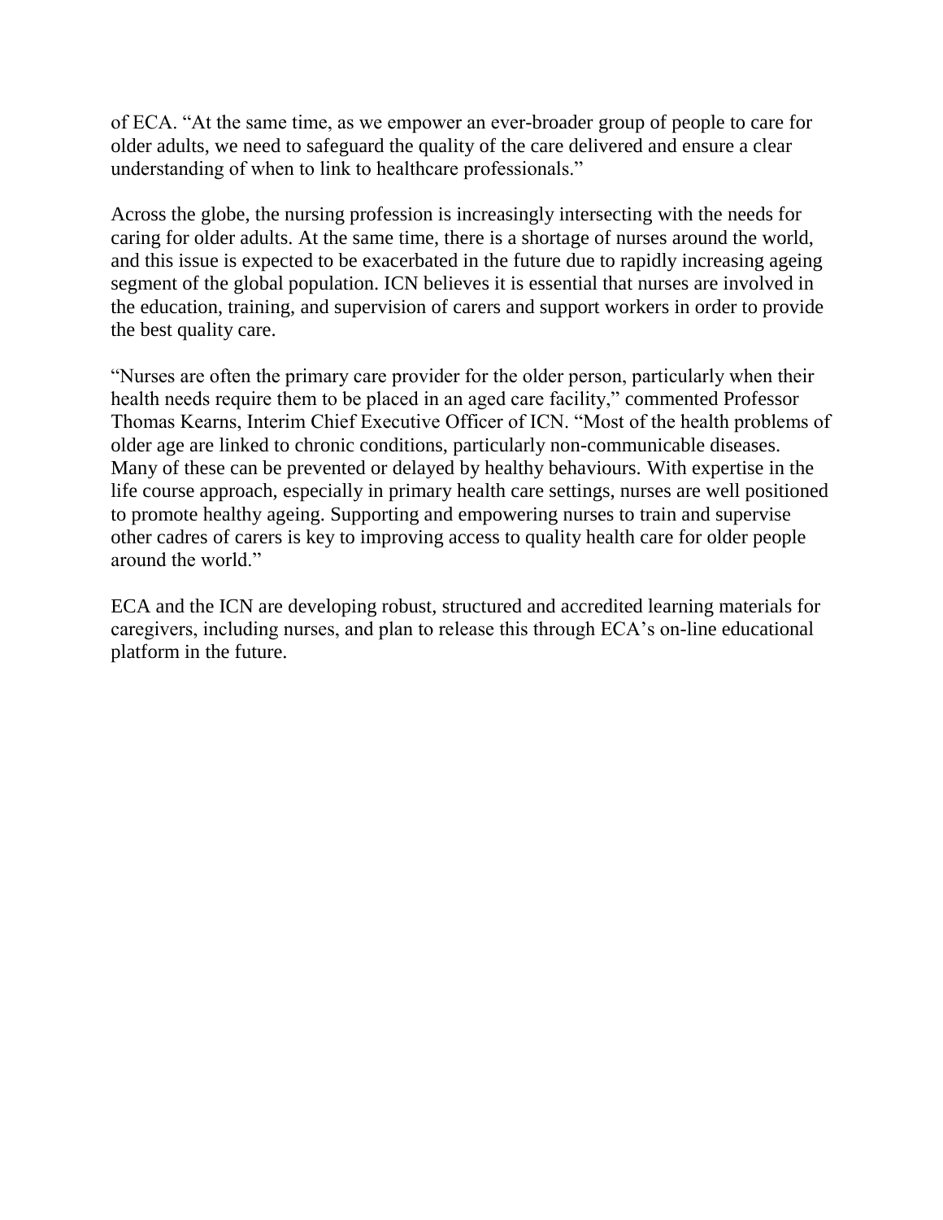of ECA. "At the same time, as we empower an ever-broader group of people to care for older adults, we need to safeguard the quality of the care delivered and ensure a clear understanding of when to link to healthcare professionals."

Across the globe, the nursing profession is increasingly intersecting with the needs for caring for older adults. At the same time, there is a shortage of nurses around the world, and this issue is expected to be exacerbated in the future due to rapidly increasing ageing segment of the global population. ICN believes it is essential that nurses are involved in the education, training, and supervision of carers and support workers in order to provide the best quality care.

"Nurses are often the primary care provider for the older person, particularly when their health needs require them to be placed in an aged care facility," commented Professor Thomas Kearns, Interim Chief Executive Officer of ICN. "Most of the health problems of older age are linked to chronic conditions, particularly non-communicable diseases. Many of these can be prevented or delayed by healthy behaviours. With expertise in the life course approach, especially in primary health care settings, nurses are well positioned to promote healthy ageing. Supporting and empowering nurses to train and supervise other cadres of carers is key to improving access to quality health care for older people around the world."

ECA and the ICN are developing robust, structured and accredited learning materials for caregivers, including nurses, and plan to release this through ECA's on-line educational platform in the future.